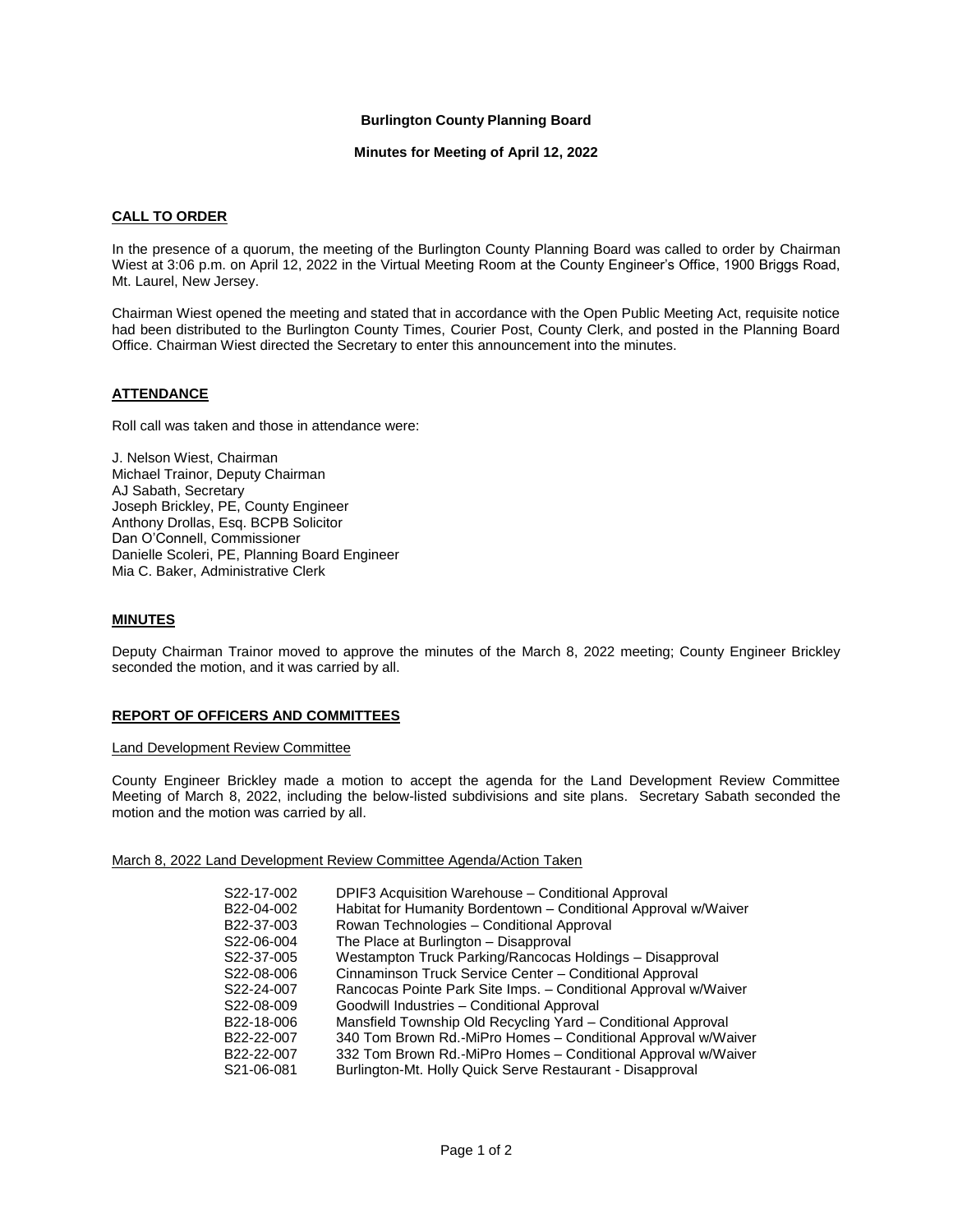# Burlington County Planning Board

## Minutes for Meeting of April 12, 2022

### CALL TO ORDER

In the presence of a quorum, the meeting of the Burlington County Planning Board was called to order by Chairman Wiest at 3:06 p.m. on April 12, 2022 in the Virtual Meeting Room at the County Engineer's Office, 1900 Briggs Road, Mt. Laurel, New Jersey.

Chairman Wiest opened the meeting and stated that in accordance with the Open Public Meeting Act, requisite notice had been distributed to the Burlington County Times, Courier Post, County Clerk, and posted in the Planning Board Office. Chairman Wiest directed the Secretary to enter this announcement into the minutes.

### ATTENDANCE

Roll call was taken and those in attendance were:

J. Nelson Wiest, Chairman
Michael Trainor, Deputy Chairman
AJ Sabath, Secretary
Joseph Brickley, PE, County Engineer
Anthony Drollas, Esq. BCPB Solicitor
Dan O'Connell, Commissioner
Danielle Scoleri, PE, Planning Board Engineer
Mia C. Baker, Administrative Clerk

### MINUTES

Deputy Chairman Trainor moved to approve the minutes of the March 8, 2022 meeting; County Engineer Brickley seconded the motion, and it was carried by all.

### REPORT OF OFFICERS AND COMMITTEES

Land Development Review Committee

County Engineer Brickley made a motion to accept the agenda for the Land Development Review Committee Meeting of March 8, 2022, including the below-listed subdivisions and site plans. Secretary Sabath seconded the motion and the motion was carried by all.

March 8, 2022 Land Development Review Committee Agenda/Action Taken

| | |
|---|---|
| S22-17-002 | DPIF3 Acquisition Warehouse – Conditional Approval |
| B22-04-002 | Habitat for Humanity Bordentown – Conditional Approval w/Waiver |
| B22-37-003 | Rowan Technologies – Conditional Approval |
| S22-06-004 | The Place at Burlington – Disapproval |
| S22-37-005 | Westampton Truck Parking/Rancocas Holdings – Disapproval |
| S22-08-006 | Cinnaminson Truck Service Center – Conditional Approval |
| S22-24-007 | Rancocas Pointe Park Site Imps. – Conditional Approval w/Waiver |
| S22-08-009 | Goodwill Industries – Conditional Approval |
| B22-18-006 | Mansfield Township Old Recycling Yard – Conditional Approval |
| B22-22-007 | 340 Tom Brown Rd.-MiPro Homes – Conditional Approval w/Waiver |
| B22-22-007 | 332 Tom Brown Rd.-MiPro Homes – Conditional Approval w/Waiver |
| S21-06-081 | Burlington-Mt. Holly Quick Serve Restaurant - Disapproval |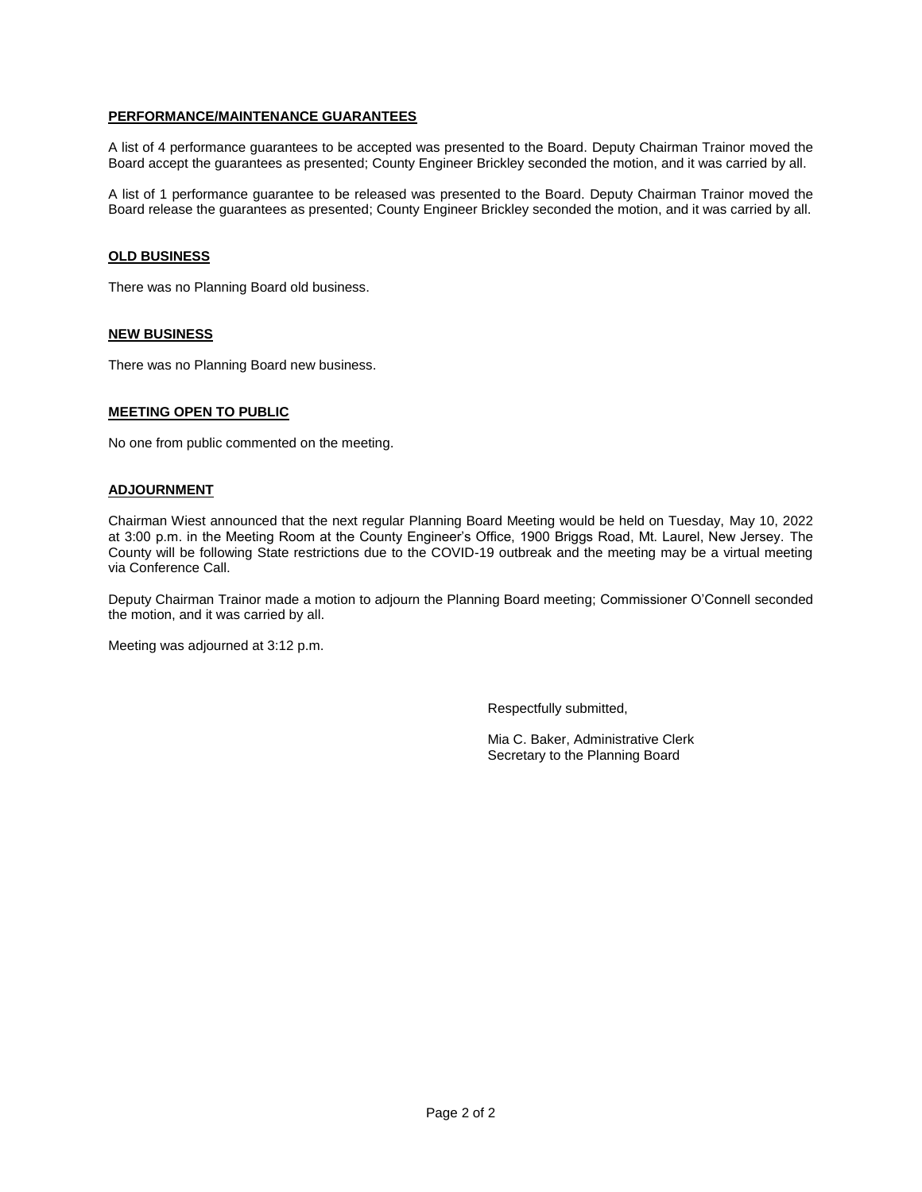## PERFORMANCE/MAINTENANCE GUARANTEES

A list of 4 performance guarantees to be accepted was presented to the Board. Deputy Chairman Trainor moved the Board accept the guarantees as presented; County Engineer Brickley seconded the motion, and it was carried by all.

A list of 1 performance guarantee to be released was presented to the Board. Deputy Chairman Trainor moved the Board release the guarantees as presented; County Engineer Brickley seconded the motion, and it was carried by all.

## OLD BUSINESS

There was no Planning Board old business.

## NEW BUSINESS

There was no Planning Board new business.

## MEETING OPEN TO PUBLIC

No one from public commented on the meeting.

## ADJOURNMENT

Chairman Wiest announced that the next regular Planning Board Meeting would be held on Tuesday, May 10, 2022 at 3:00 p.m. in the Meeting Room at the County Engineer's Office, 1900 Briggs Road, Mt. Laurel, New Jersey. The County will be following State restrictions due to the COVID-19 outbreak and the meeting may be a virtual meeting via Conference Call.

Deputy Chairman Trainor made a motion to adjourn the Planning Board meeting; Commissioner O'Connell seconded the motion, and it was carried by all.

Meeting was adjourned at 3:12 p.m.

Respectfully submitted,

Mia C. Baker, Administrative Clerk
Secretary to the Planning Board